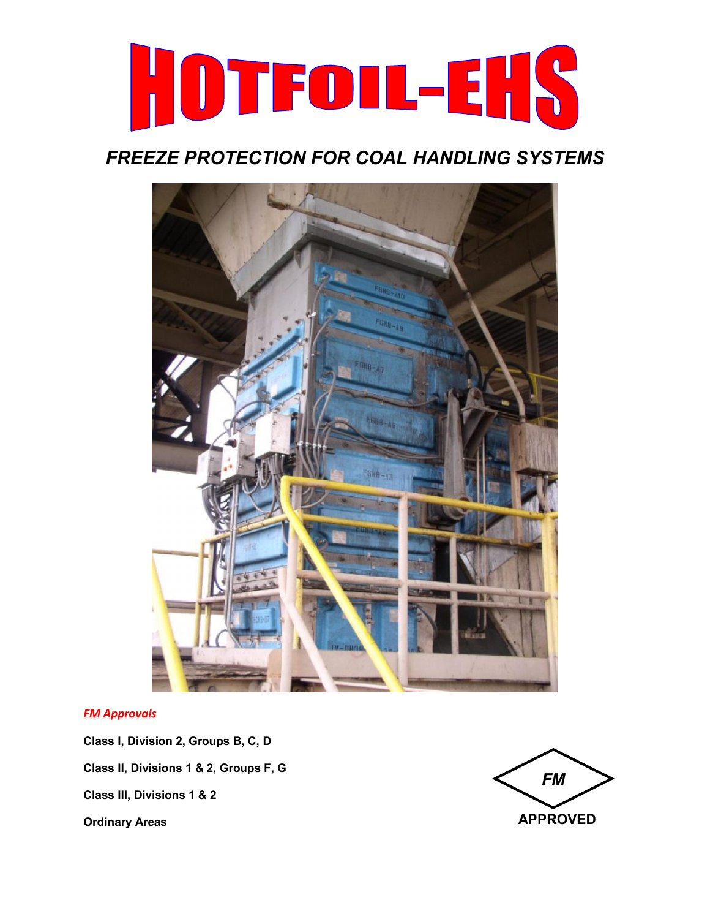# HOTFOIL-EHS

## *FREEZE PROTECTION FOR COAL HANDLING SYSTEMS*

*FM Approvals*

**Class I, Division 2, Groups B, C, D**

**Class II, Divisions 1 & 2, Groups F, G**

**Class III, Divisions 1 & 2**

**Ordinary Areas**

**FM APPROVED**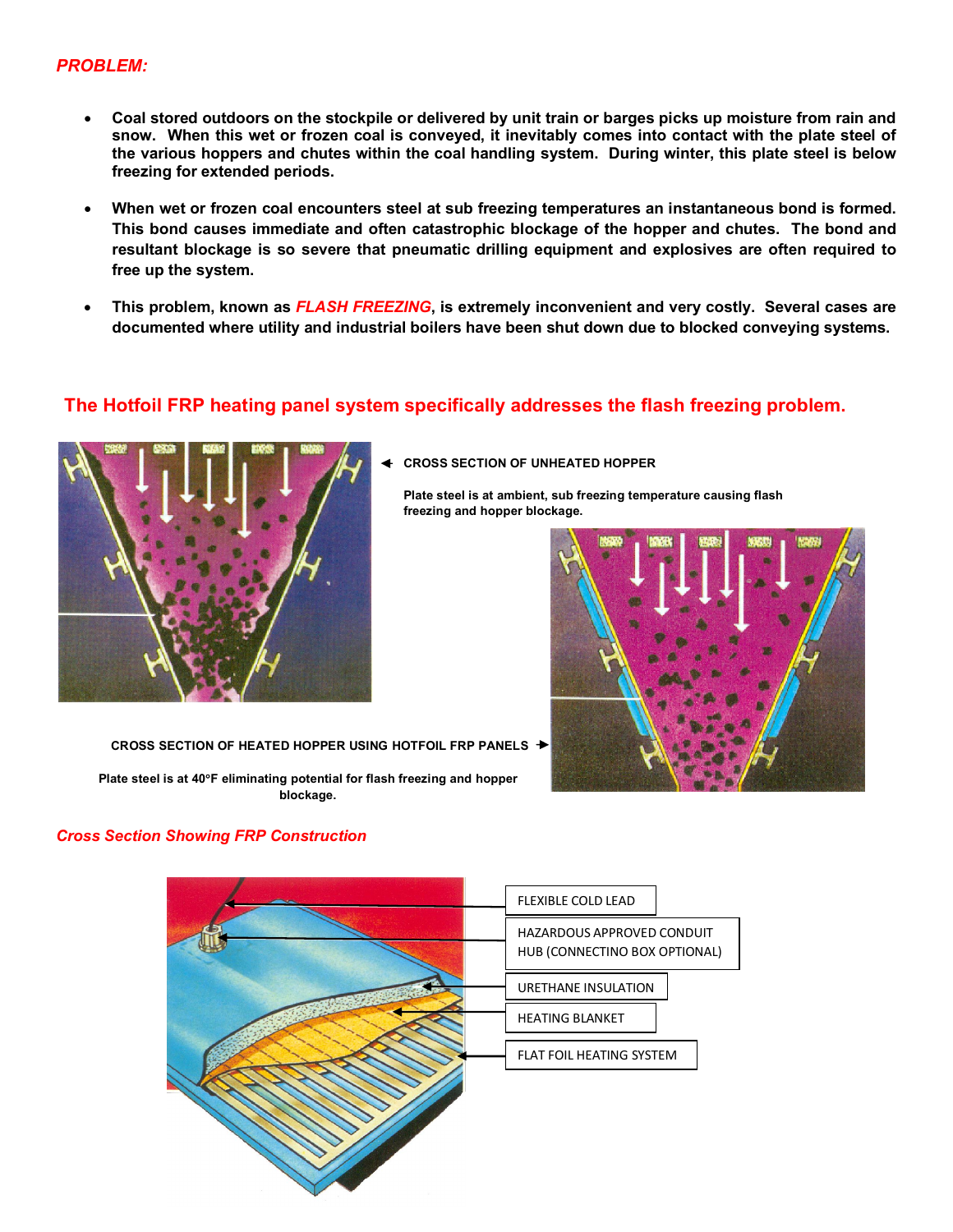*PROBLEM:*

- **Coal stored outdoors on the stockpile or delivered by unit train or barges picks up moisture from rain and snow. When this wet or frozen coal is conveyed, it inevitably comes into contact with the plate steel of the various hoppers and chutes within the coal handling system. During winter, this plate steel is below freezing for extended periods.**

- **When wet or frozen coal encounters steel at sub freezing temperatures an instantaneous bond is formed. This bond causes immediate and often catastrophic blockage of the hopper and chutes. The bond and resultant blockage is so severe that pneumatic drilling equipment and explosives are often required to free up the system.**

- **This problem, known as *FLASH FREEZING*, is extremely inconvenient and very costly. Several cases are documented where utility and industrial boilers have been shut down due to blocked conveying systems.**

## The Hotfoil FRP heating panel system specifically addresses the flash freezing problem.

**CROSS SECTION OF UNHEATED HOPPER**

**Plate steel is at ambient, sub freezing temperature causing flash freezing and hopper blockage.**

**CROSS SECTION OF HEATED HOPPER USING HOTFOIL FRP PANELS**

**Plate steel is at 40°F eliminating potential for flash freezing and hopper blockage.**

*Cross Section Showing FRP Construction*

FLEXIBLE COLD LEAD

HAZARDOUS APPROVED CONDUIT HUB (CONNECTINO BOX OPTIONAL)

URETHANE INSULATION

HEATING BLANKET

FLAT FOIL HEATING SYSTEM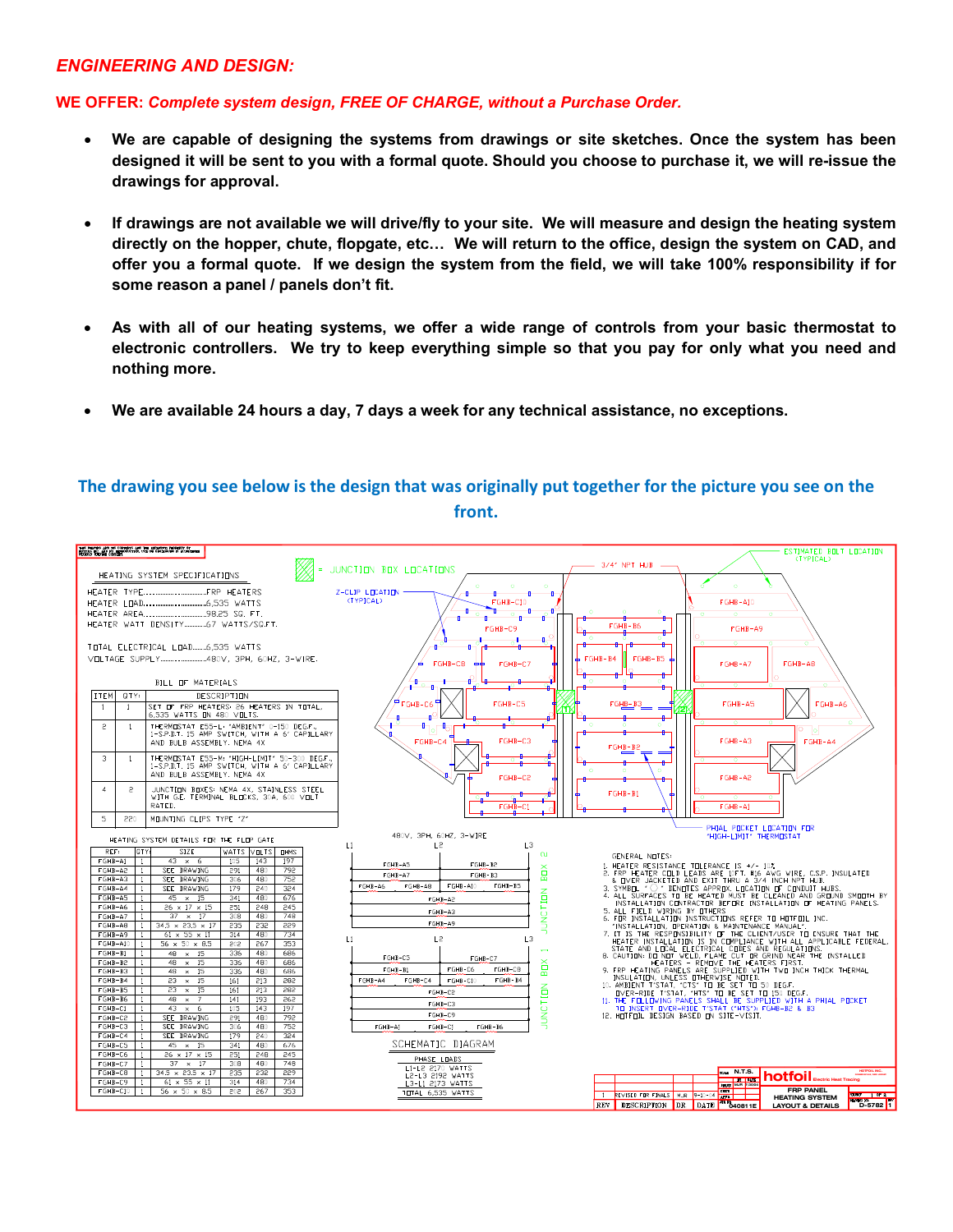## *ENGINEERING AND DESIGN:*

**WE OFFER:** ***Complete system design, FREE OF CHARGE, without a Purchase Order.***

- **We are capable of designing the systems from drawings or site sketches. Once the system has been designed it will be sent to you with a formal quote. Should you choose to purchase it, we will re-issue the drawings for approval.**

- **If drawings are not available we will drive/fly to your site. We will measure and design the heating system directly on the hopper, chute, flopgate, etc… We will return to the office, design the system on CAD, and offer you a formal quote. If we design the system from the field, we will take 100% responsibility if for some reason a panel / panels don't fit.**

- **As with all of our heating systems, we offer a wide range of controls from your basic thermostat to electronic controllers. We try to keep everything simple so that you pay for only what you need and nothing more.**

- **We are available 24 hours a day, 7 days a week for any technical assistance, no exceptions.**

**The drawing you see below is the design that was originally put together for the picture you see on the front.**

HEATING SYSTEM SPECIFICATIONS

HEATER TYPE..........................FRP HEATERS
HEATER LOAD..........................6,535 WATTS
HEATER AREA..........................98.25 SQ. FT.
HEATER WATT DENSITY..................67 WATTS/SQ.FT.

TOTAL ELECTRICAL LOAD................6,535 WATTS
VOLTAGE SUPPLY.......................480V, 3PH, 60HZ, 3-WIRE.

BILL OF MATERIALS

| ITEM | QTY. | DESCRIPTION |
|---|---|---|
| 1 | 1 | SET OF FRP HEATERS: 26 HEATERS IN TOTAL, 6,535 WATTS ON 480 VOLTS. |
| 2 | 1 | THERMOSTAT E55-L "AMBIENT" 0-150 DEG.F., 1-S.P.D.T. 15 AMP SWITCH, WITH A 6' CAPILLARY AND BULB ASSEMBLY. NEMA 4X |
| 3 | 1 | THERMOSTAT E55-M "HIGH-LIMIT" 50-300 DEG.F., 1-S.P.D.T. 15 AMP SWITCH, WITH A 6' CAPILLARY AND BULB ASSEMBLY. NEMA 4X |
| 4 | 2 | JUNCTION BOXES: NEMA 4X, STAINLESS STEEL WITH G.E. TERMINAL BLOCKS, 30A, 600 VOLT RATED. |
| 5 | 220 | MOUNTING CLIPS TYPE "Z" |

HEATING SYSTEM DETAILS FOR THE FLOP GATE

| REF: | QTY. | SIZE | WATTS | VOLTS | OHMS |
|---|---|---|---|---|---|
| FGHB-A1 | 1 | 43 × 6 | 105 | 143 | 197 |
| FGHB-A2 | 1 | SEE DRAWING | 291 | 480 | 792 |
| FGHB-A3 | 1 | SEE DRAWING | 306 | 480 | 752 |
| FGHB-A4 | 1 | SEE DRAWING | 179 | 240 | 324 |
| FGHB-A5 | 1 | 45 × 15 | 341 | 480 | 676 |
| FGHB-A6 | 1 | 26 × 17 × 15 | 251 | 248 | 245 |
| FGHB-A7 | 1 | 37 × 17 | 308 | 480 | 748 |
| FGHB-A8 | 1 | 34.5 × 23.5 × 17 | 235 | 232 | 229 |
| FGHB-A9 | 1 | 61 × 55 × 11 | 314 | 480 | 734 |
| FGHB-A10 | 1 | 56 × 50 × 8.5 | 202 | 267 | 353 |
| FGHB-B1 | 1 | 48 × 15 | 336 | 480 | 686 |
| FGHB-B2 | 1 | 48 × 15 | 336 | 480 | 686 |
| FGHB-B3 | 1 | 48 × 15 | 336 | 480 | 686 |
| FGHB-B4 | 1 | 23 × 15 | 161 | 213 | 282 |
| FGHB-B5 | 1 | 23 × 15 | 161 | 213 | 282 |
| FGHB-B6 | 1 | 48 × 7 | 141 | 193 | 262 |
| FGHB-C1 | 1 | 43 × 6 | 105 | 143 | 197 |
| FGHB-C2 | 1 | SEE DRAWING | 291 | 480 | 792 |
| FGHB-C3 | 1 | SEE DRAWING | 306 | 480 | 752 |
| FGHB-C4 | 1 | SEE DRAWING | 179 | 240 | 324 |
| FGHB-C5 | 1 | 45 × 15 | 341 | 480 | 676 |
| FGHB-C6 | 1 | 26 × 17 × 15 | 251 | 248 | 245 |
| FGHB-C7 | 1 | 37 × 17 | 308 | 480 | 748 |
| FGHB-C8 | 1 | 34.5 × 23.5 × 17 | 235 | 232 | 229 |
| FGHB-C9 | 1 | 61 × 55 × 11 | 314 | 480 | 734 |
| FGHB-C10 | 1 | 56 × 50 × 8.5 | 202 | 267 | 353 |

SCHEMATIC DIAGRAM — 480V, 3PH, 60HZ, 3-WIRE

PHASE LOADS
L1-L2 2170 WATTS
L2-L3 2192 WATTS
L3-L1 2173 WATTS
TOTAL 6,535 WATTS

GENERAL NOTES:

1. HEATER RESISTANCE TOLERANCE IS +/- 10%.
2. FRP HEATER COLD LEADS ARE 10FT. #16 AWG WIRE, C.S.P. INSULATED & OVER JACKETED AND EXIT THRU A 3/4 INCH NPT HUB.
3. SYMBOL "◯" DENOTES APPROX. LOCATION OF CONDUIT HUBS.
4. ALL SURFACES TO BE HEATED MUST BE CLEANED AND GROUND SMOOTH BY INSTALLATION CONTRACTOR BEFORE INSTALLATION OF HEATING PANELS.
5. ALL FIELD WIRING BY OTHERS.
6. FOR INSTALLATION INSTRUCTIONS REFER TO HOTFOIL INC. "INSTALLATION, OPERATION & MAINTENANCE MANUAL".
7. IT IS THE RESPONSIBILITY OF THE CLIENT/USER TO ENSURE THAT THE HEATER INSTALLATION IS IN COMPLIANCE WITH ALL APPLICABLE FEDERAL, STATE AND LOCAL ELECTRICAL CODES AND REGULATIONS.
8. CAUTION: DO NOT WELD, FLAME CUT OR GRIND NEAR THE INSTALLED HEATERS - REMOVE THE HEATERS FIRST.
9. FRP HEATING PANELS ARE SUPPLIED WITH TWO INCH THICK THERMAL INSULATION, UNLESS OTHERWISE NOTED.
10. AMBIENT T'STAT, "CTS" TO BE SET TO 50 DEG.F. OVER-RIDE T'STAT, "HTS" TO BE SET TO 150 DEG.F.
11. THE FOLLOWING PANELS SHALL BE SUPPLIED WITH A PHIAL POCKET TO INSERT OVER-RIDE T'STAT ("HTS"): FGHB-B2 & B3
12. HOTFOIL DESIGN BASED ON SITE-VISIT.

hotfoil Electric Heat Tracing — FRP PANEL HEATING SYSTEM LAYOUT & DETAILS — D-5782 — REV 1 — REVISED FOR FINALS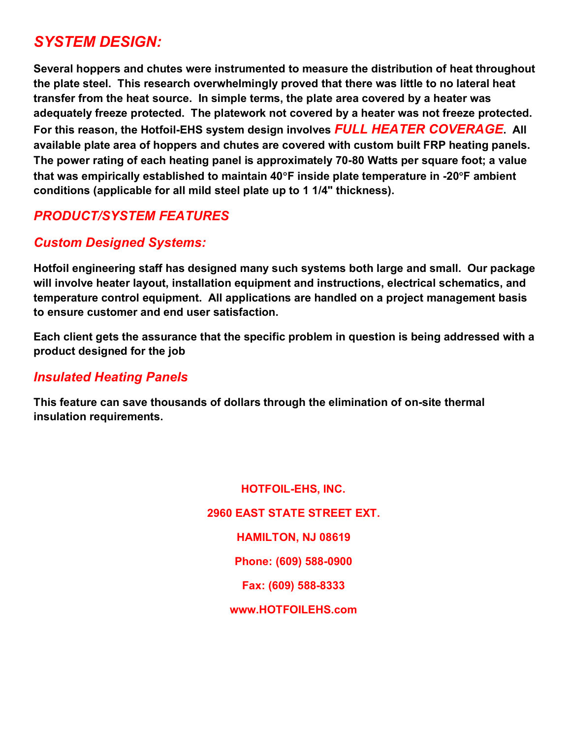## *SYSTEM DESIGN:*

**Several hoppers and chutes were instrumented to measure the distribution of heat throughout the plate steel. This research overwhelmingly proved that there was little to no lateral heat transfer from the heat source. In simple terms, the plate area covered by a heater was adequately freeze protected. The platework not covered by a heater was not freeze protected. For this reason, the Hotfoil-EHS system design involves *FULL HEATER COVERAGE*. All available plate area of hoppers and chutes are covered with custom built FRP heating panels. The power rating of each heating panel is approximately 70-80 Watts per square foot; a value that was empirically established to maintain 40°F inside plate temperature in -20°F ambient conditions (applicable for all mild steel plate up to 1 1/4" thickness).**

## *PRODUCT/SYSTEM FEATURES*

### *Custom Designed Systems:*

**Hotfoil engineering staff has designed many such systems both large and small. Our package will involve heater layout, installation equipment and instructions, electrical schematics, and temperature control equipment. All applications are handled on a project management basis to ensure customer and end user satisfaction.**

**Each client gets the assurance that the specific problem in question is being addressed with a product designed for the job**

### *Insulated Heating Panels*

**This feature can save thousands of dollars through the elimination of on-site thermal insulation requirements.**

**HOTFOIL-EHS, INC.**

**2960 EAST STATE STREET EXT.**

**HAMILTON, NJ 08619**

**Phone: (609) 588-0900**

**Fax: (609) 588-8333**

**www.HOTFOILEHS.com**